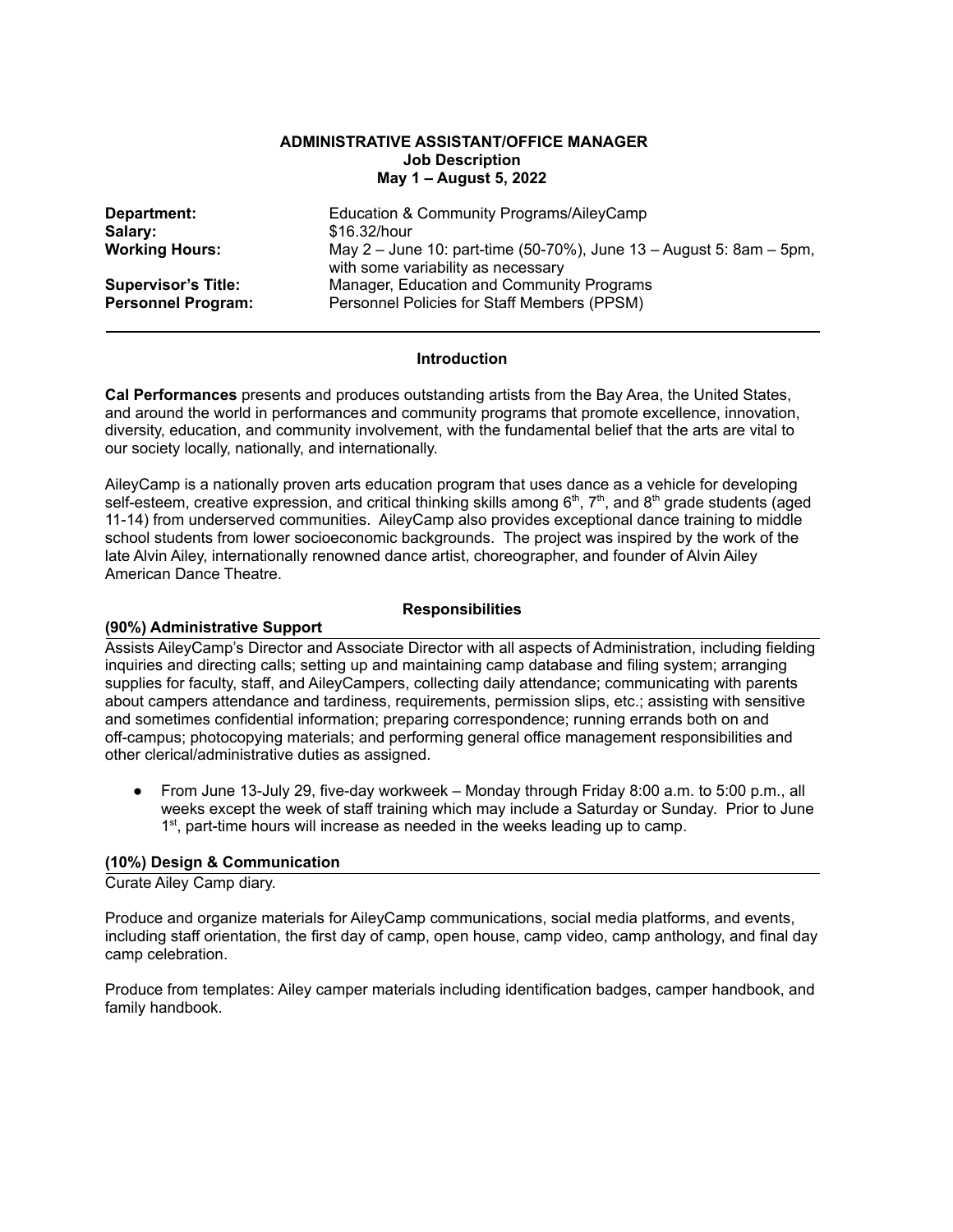**ADMINISTRATIVE ASSISTANT/OFFICE MANAGER**
**Job Description**
**May 1 – August 5, 2022**

| | |
|---|---|
| **Department:** | Education & Community Programs/AileyCamp |
| **Salary:** | $16.32/hour |
| **Working Hours:** | May 2 – June 10: part-time (50-70%), June 13 – August 5: 8am – 5pm, with some variability as necessary |
| **Supervisor's Title:** | Manager, Education and Community Programs |
| **Personnel Program:** | Personnel Policies for Staff Members (PPSM) |

---

## Introduction

**Cal Performances** presents and produces outstanding artists from the Bay Area, the United States, and around the world in performances and community programs that promote excellence, innovation, diversity, education, and community involvement, with the fundamental belief that the arts are vital to our society locally, nationally, and internationally.

AileyCamp is a nationally proven arts education program that uses dance as a vehicle for developing self-esteem, creative expression, and critical thinking skills among 6th, 7th, and 8th grade students (aged 11-14) from underserved communities. AileyCamp also provides exceptional dance training to middle school students from lower socioeconomic backgrounds. The project was inspired by the work of the late Alvin Ailey, internationally renowned dance artist, choreographer, and founder of Alvin Ailey American Dance Theatre.

## Responsibilities

### (90%) Administrative Support

Assists AileyCamp's Director and Associate Director with all aspects of Administration, including fielding inquiries and directing calls; setting up and maintaining camp database and filing system; arranging supplies for faculty, staff, and AileyCampers, collecting daily attendance; communicating with parents about campers attendance and tardiness, requirements, permission slips, etc.; assisting with sensitive and sometimes confidential information; preparing correspondence; running errands both on and off-campus; photocopying materials; and performing general office management responsibilities and other clerical/administrative duties as assigned.

- From June 13-July 29, five-day workweek – Monday through Friday 8:00 a.m. to 5:00 p.m., all weeks except the week of staff training which may include a Saturday or Sunday. Prior to June 1st, part-time hours will increase as needed in the weeks leading up to camp.

### (10%) Design & Communication

Curate Ailey Camp diary.

Produce and organize materials for AileyCamp communications, social media platforms, and events, including staff orientation, the first day of camp, open house, camp video, camp anthology, and final day camp celebration.

Produce from templates: Ailey camper materials including identification badges, camper handbook, and family handbook.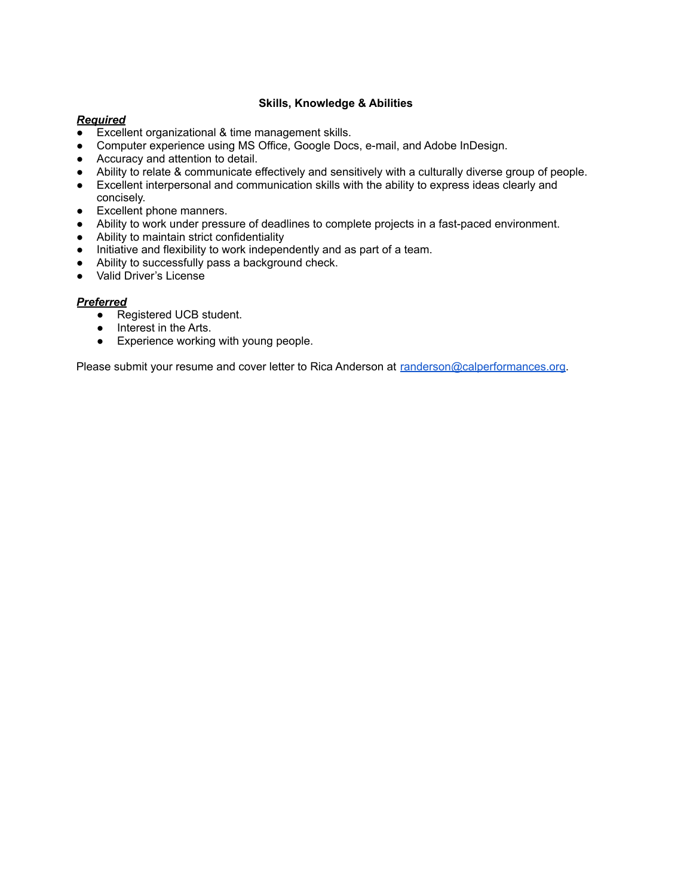**Skills, Knowledge & Abilities**

***Required***

- Excellent organizational & time management skills.
- Computer experience using MS Office, Google Docs, e-mail, and Adobe InDesign.
- Accuracy and attention to detail.
- Ability to relate & communicate effectively and sensitively with a culturally diverse group of people.
- Excellent interpersonal and communication skills with the ability to express ideas clearly and concisely.
- Excellent phone manners.
- Ability to work under pressure of deadlines to complete projects in a fast-paced environment.
- Ability to maintain strict confidentiality
- Initiative and flexibility to work independently and as part of a team.
- Ability to successfully pass a background check.
- Valid Driver's License

***Preferred***

- Registered UCB student.
- Interest in the Arts.
- Experience working with young people.

Please submit your resume and cover letter to Rica Anderson at [randerson@calperformances.org](mailto:randerson@calperformances.org).